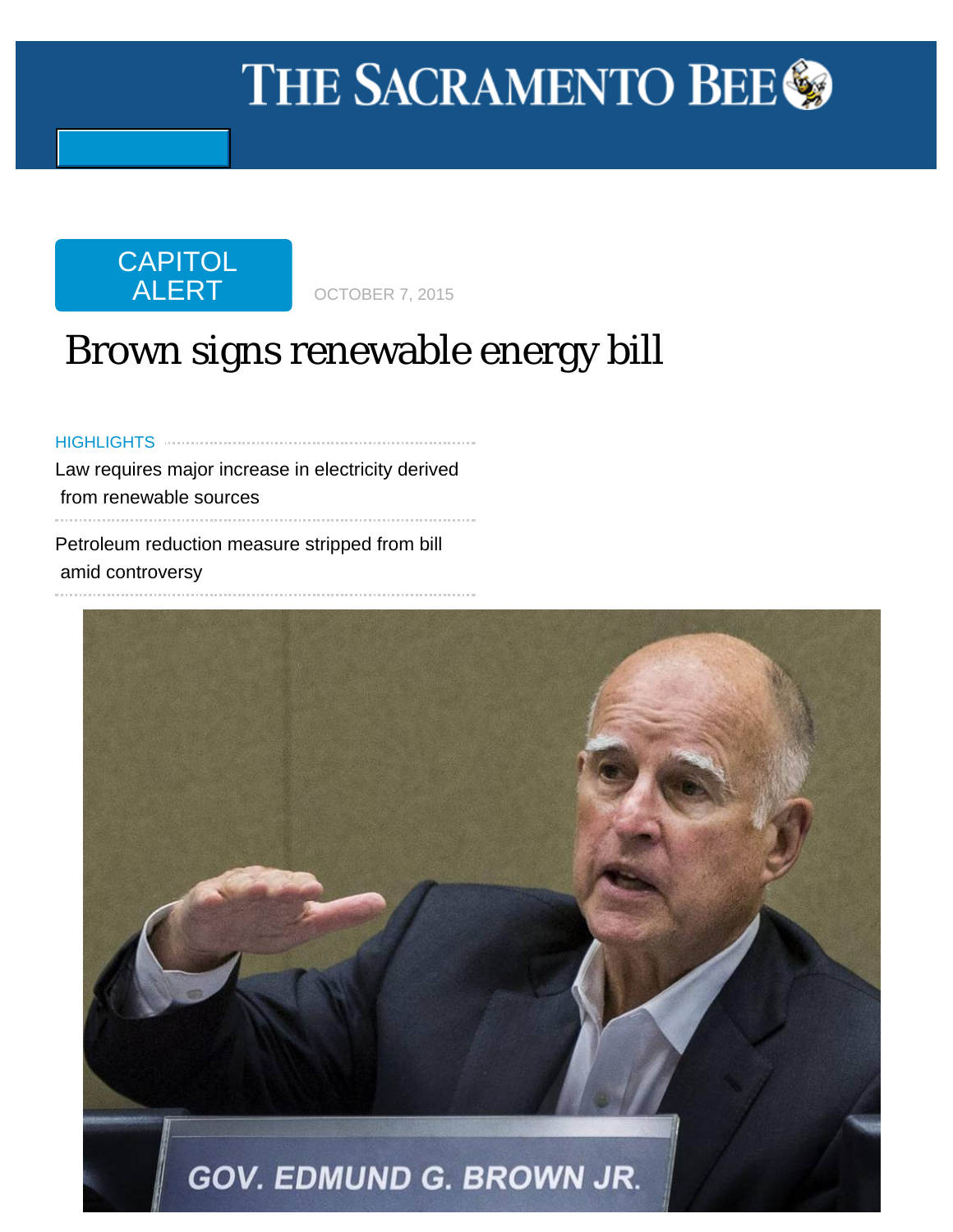# THE SACRAMENTO BEE

CAPITOL ALERT

OCTOBER 7, 2015

# Brown signs renewable energy bill

HIGHLIGHTS

- Law requires major increase in electricity derived from renewable sources
- Petroleum reduction measure stripped from bill amid controversy

GOV. EDMUND G. BROWN JR.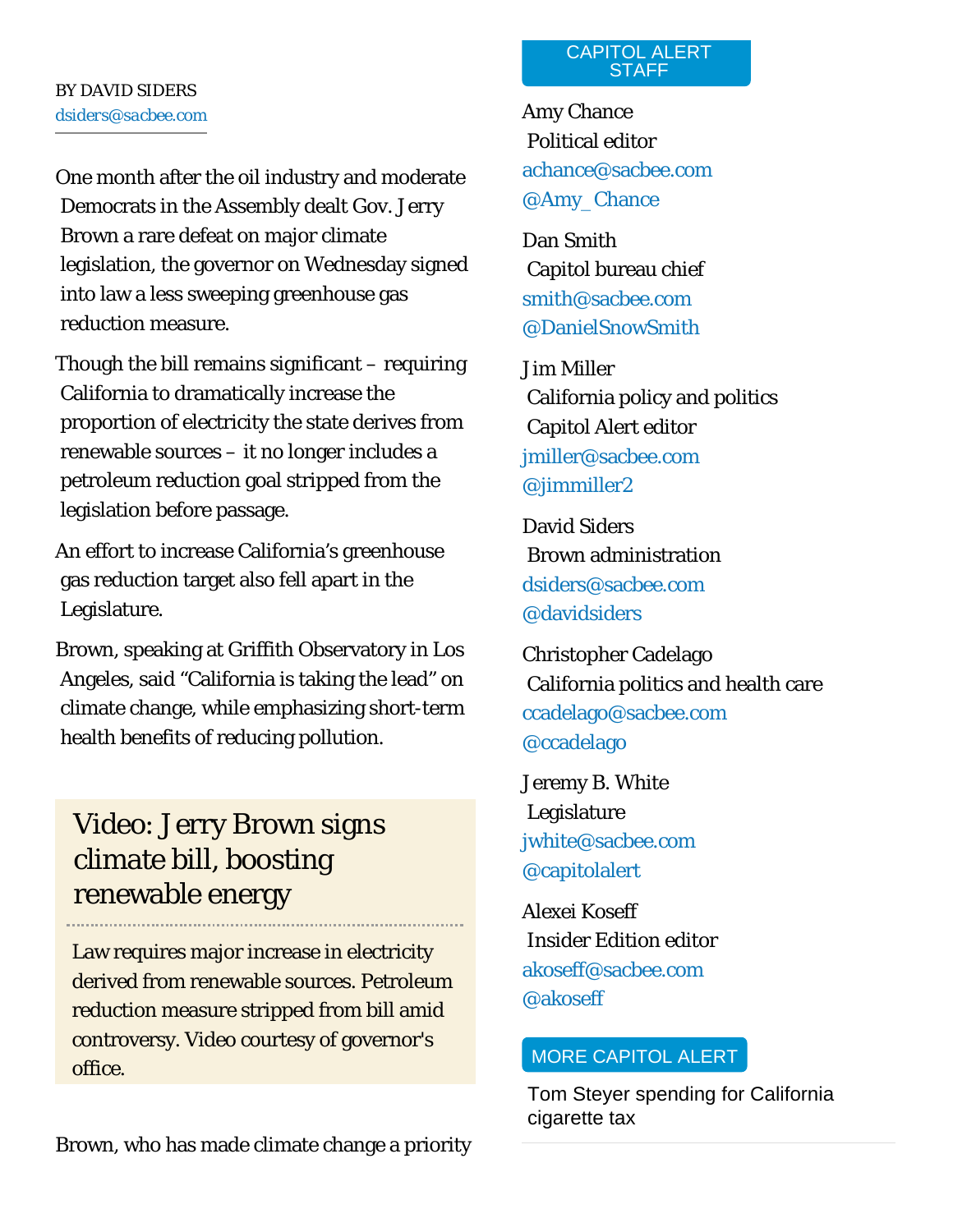BY DAVID SIDERS
dsiders@sacbee.com

One month after the oil industry and moderate Democrats in the Assembly dealt Gov. Jerry Brown a rare defeat on major climate legislation, the governor on Wednesday signed into law a less sweeping greenhouse gas reduction measure.

Though the bill remains significant – requiring California to dramatically increase the proportion of electricity the state derives from renewable sources – it no longer includes a petroleum reduction goal stripped from the legislation before passage.

An effort to increase California's greenhouse gas reduction target also fell apart in the Legislature.

Brown, speaking at Griffith Observatory in Los Angeles, said "California is taking the lead" on climate change, while emphasizing short-term health benefits of reducing pollution.

> **Video: Jerry Brown signs climate bill, boosting renewable energy**
>
> Law requires major increase in electricity derived from renewable sources. Petroleum reduction measure stripped from bill amid controversy. Video courtesy of governor's office.

Brown, who has made climate change a priority

**CAPITOL ALERT STAFF**

Amy Chance
Political editor
achance@sacbee.com
@Amy_Chance

Dan Smith
Capitol bureau chief
smith@sacbee.com
@DanielSnowSmith

Jim Miller
California policy and politics
Capitol Alert editor
jmiller@sacbee.com
@jimmiller2

David Siders
Brown administration
dsiders@sacbee.com
@davidsiders

Christopher Cadelago
California politics and health care
ccadelago@sacbee.com
@ccadelago

Jeremy B. White
Legislature
jwhite@sacbee.com
@capitolalert

Alexei Koseff
Insider Edition editor
akoseff@sacbee.com
@akoseff

**MORE CAPITOL ALERT**

Tom Steyer spending for California cigarette tax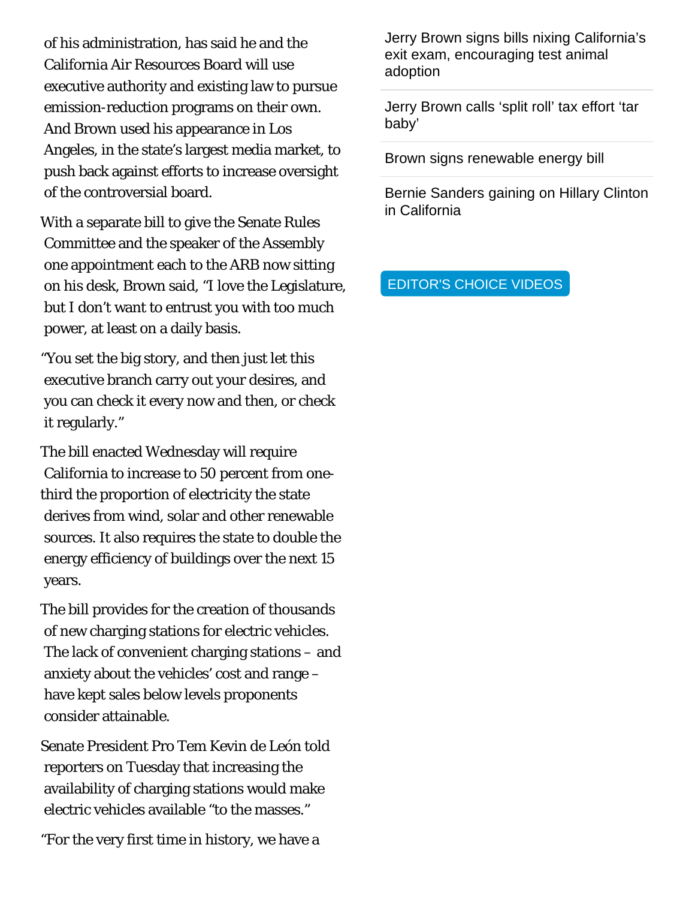of his administration, has said he and the California Air Resources Board will use executive authority and existing law to pursue emission-reduction programs on their own. And Brown used his appearance in Los Angeles, in the state's largest media market, to push back against efforts to increase oversight of the controversial board.

With a separate bill to give the Senate Rules Committee and the speaker of the Assembly one appointment each to the ARB now sitting on his desk, Brown said, "I love the Legislature, but I don't want to entrust you with too much power, at least on a daily basis.

"You set the big story, and then just let this executive branch carry out your desires, and you can check it every now and then, or check it regularly."

The bill enacted Wednesday will require California to increase to 50 percent from one-third the proportion of electricity the state derives from wind, solar and other renewable sources. It also requires the state to double the energy efficiency of buildings over the next 15 years.

The bill provides for the creation of thousands of new charging stations for electric vehicles. The lack of convenient charging stations – and anxiety about the vehicles' cost and range – have kept sales below levels proponents consider attainable.

Senate President Pro Tem Kevin de León told reporters on Tuesday that increasing the availability of charging stations would make electric vehicles available "to the masses."

"For the very first time in history, we have a

Jerry Brown signs bills nixing California's exit exam, encouraging test animal adoption

Jerry Brown calls 'split roll' tax effort 'tar baby'

Brown signs renewable energy bill

Bernie Sanders gaining on Hillary Clinton in California

EDITOR'S CHOICE VIDEOS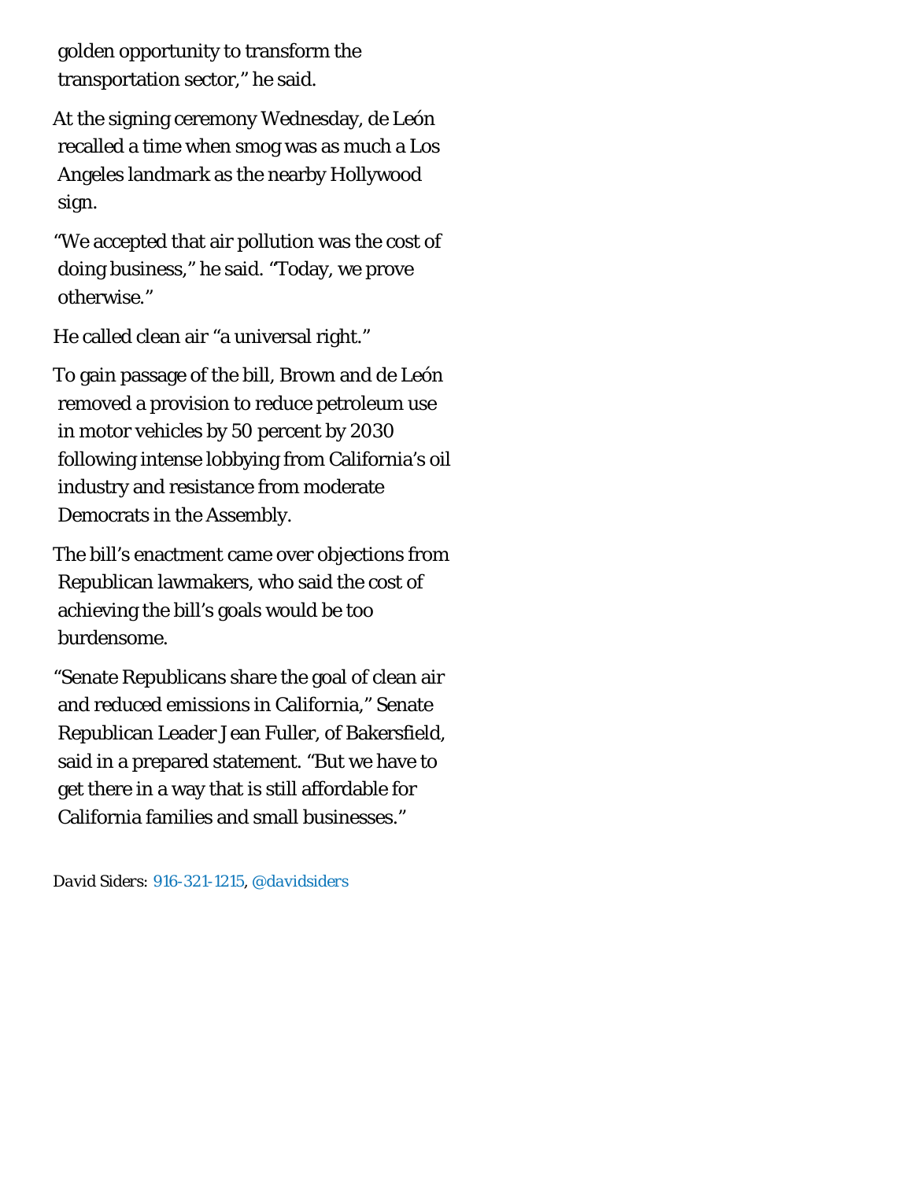golden opportunity to transform the transportation sector," he said.

At the signing ceremony Wednesday, de León recalled a time when smog was as much a Los Angeles landmark as the nearby Hollywood sign.

"We accepted that air pollution was the cost of doing business," he said. "Today, we prove otherwise."

He called clean air "a universal right."

To gain passage of the bill, Brown and de León removed a provision to reduce petroleum use in motor vehicles by 50 percent by 2030 following intense lobbying from California's oil industry and resistance from moderate Democrats in the Assembly.

The bill's enactment came over objections from Republican lawmakers, who said the cost of achieving the bill's goals would be too burdensome.

"Senate Republicans share the goal of clean air and reduced emissions in California," Senate Republican Leader Jean Fuller, of Bakersfield, said in a prepared statement. "But we have to get there in a way that is still affordable for California families and small businesses."

*David Siders:* 916-321-1215, @davidsiders